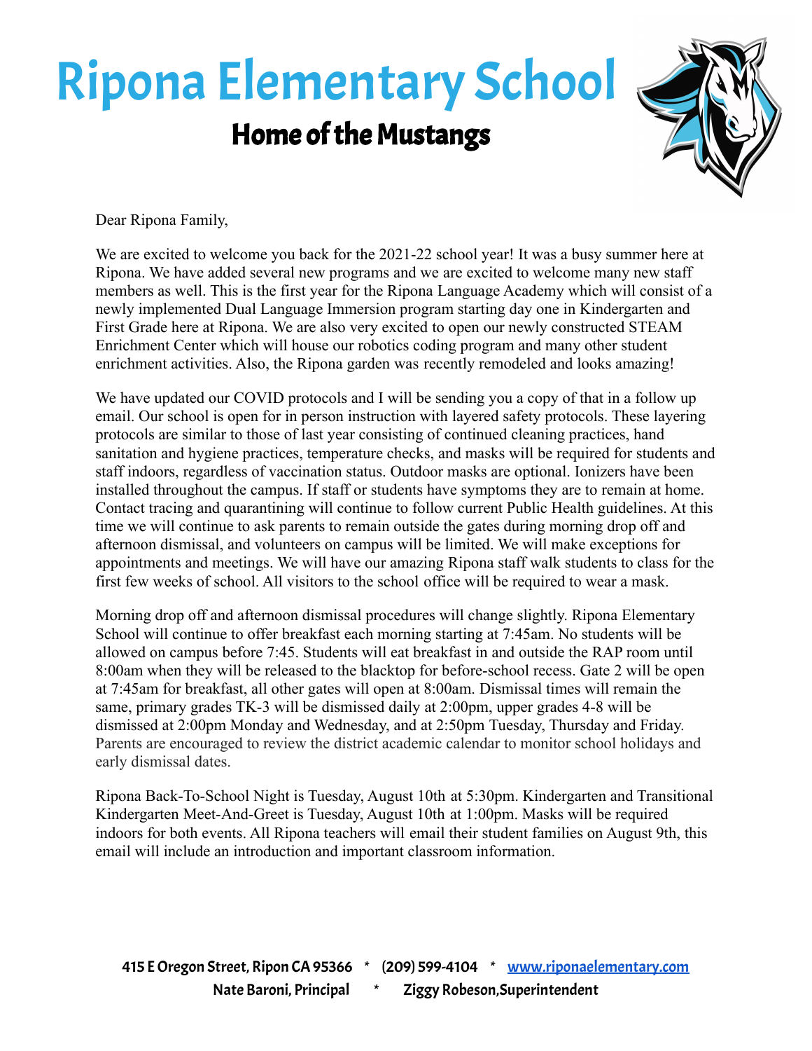# Ripona Elementary School

## Home of the Mustangs

Dear Ripona Family,

We are excited to welcome you back for the 2021-22 school year! It was a busy summer here at Ripona. We have added several new programs and we are excited to welcome many new staff members as well. This is the first year for the Ripona Language Academy which will consist of a newly implemented Dual Language Immersion program starting day one in Kindergarten and First Grade here at Ripona. We are also very excited to open our newly constructed STEAM Enrichment Center which will house our robotics coding program and many other student enrichment activities. Also, the Ripona garden was recently remodeled and looks amazing!

We have updated our COVID protocols and I will be sending you a copy of that in a follow up email. Our school is open for in person instruction with layered safety protocols. These layering protocols are similar to those of last year consisting of continued cleaning practices, hand sanitation and hygiene practices, temperature checks, and masks will be required for students and staff indoors, regardless of vaccination status. Outdoor masks are optional. Ionizers have been installed throughout the campus. If staff or students have symptoms they are to remain at home. Contact tracing and quarantining will continue to follow current Public Health guidelines. At this time we will continue to ask parents to remain outside the gates during morning drop off and afternoon dismissal, and volunteers on campus will be limited. We will make exceptions for appointments and meetings. We will have our amazing Ripona staff walk students to class for the first few weeks of school. All visitors to the school office will be required to wear a mask.

Morning drop off and afternoon dismissal procedures will change slightly. Ripona Elementary School will continue to offer breakfast each morning starting at 7:45am. No students will be allowed on campus before 7:45. Students will eat breakfast in and outside the RAP room until 8:00am when they will be released to the blacktop for before-school recess. Gate 2 will be open at 7:45am for breakfast, all other gates will open at 8:00am. Dismissal times will remain the same, primary grades TK-3 will be dismissed daily at 2:00pm, upper grades 4-8 will be dismissed at 2:00pm Monday and Wednesday, and at 2:50pm Tuesday, Thursday and Friday. Parents are encouraged to review the district academic calendar to monitor school holidays and early dismissal dates.

Ripona Back-To-School Night is Tuesday, August 10th at 5:30pm. Kindergarten and Transitional Kindergarten Meet-And-Greet is Tuesday, August 10th at 1:00pm. Masks will be required indoors for both events. All Ripona teachers will email their student families on August 9th, this email will include an introduction and important classroom information.

**415 E Oregon Street, Ripon CA 95366 * (209) 599-4104 * [www.riponaelementary.com](http://www.riponaelementary.com)**
**Nate Baroni, Principal * Ziggy Robeson,Superintendent**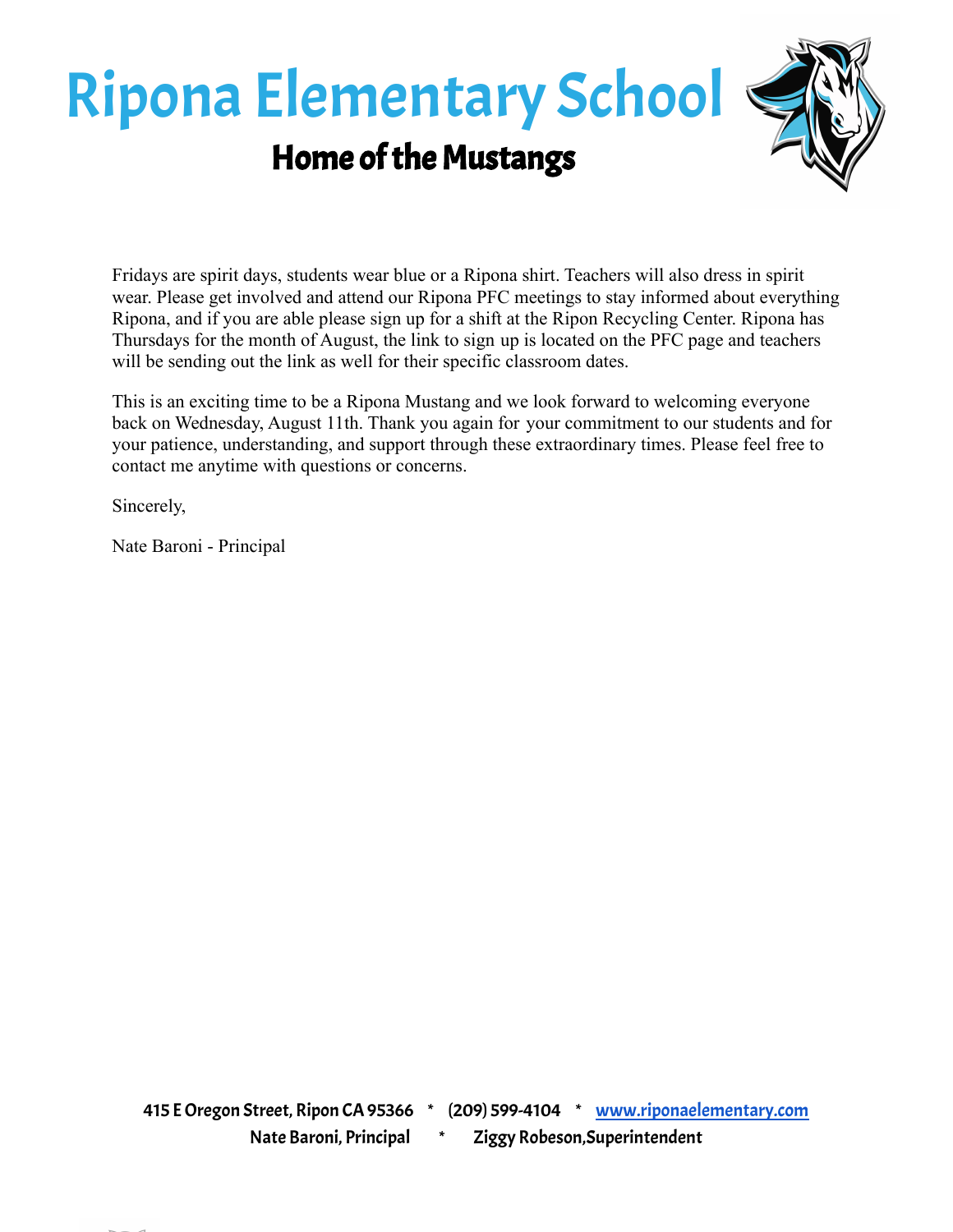# Ripona Elementary School

## Home of the Mustangs

Fridays are spirit days, students wear blue or a Ripona shirt. Teachers will also dress in spirit wear. Please get involved and attend our Ripona PFC meetings to stay informed about everything Ripona, and if you are able please sign up for a shift at the Ripon Recycling Center. Ripona has Thursdays for the month of August, the link to sign up is located on the PFC page and teachers will be sending out the link as well for their specific classroom dates.

This is an exciting time to be a Ripona Mustang and we look forward to welcoming everyone back on Wednesday, August 11th. Thank you again for your commitment to our students and for your patience, understanding, and support through these extraordinary times. Please feel free to contact me anytime with questions or concerns.

Sincerely,

Nate Baroni - Principal

**415 E Oregon Street, Ripon CA 95366 * (209) 599-4104 * www.riponaelementary.com**
**Nate Baroni, Principal * Ziggy Robeson,Superintendent**